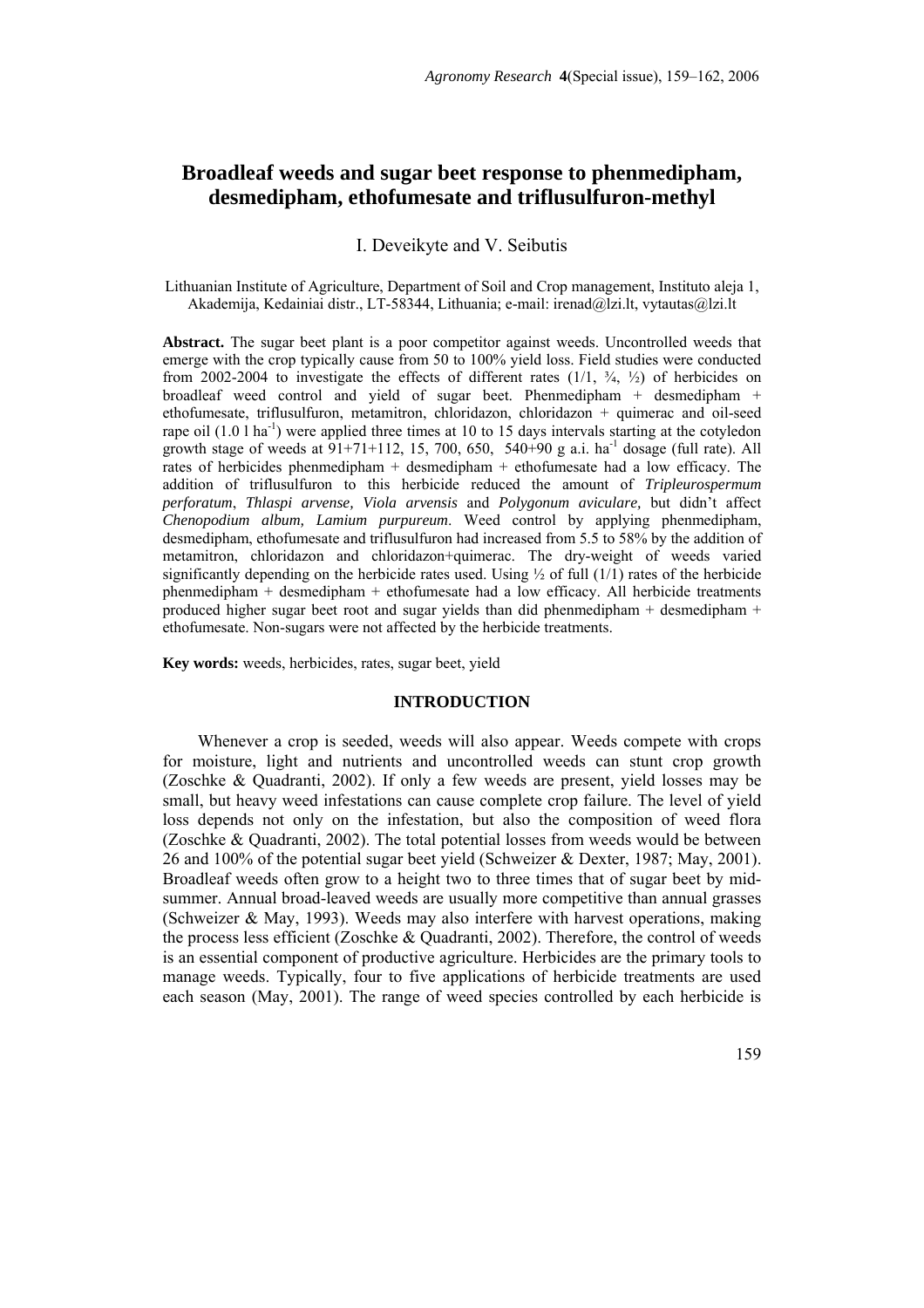# Broadleaf weeds and sugar beet response to phenmedipham, desmedipham, ethofumesate and triflusulfuron-methyl

I. Deveikyte and V. Seibutis

Lithuanian Institute of Agriculture, Department of Soil and Crop management, Instituto aleja 1, Akademija, Kedainiai distr., LT-58344, Lithuania; e-mail: irenad@lzi.lt, vytautas@lzi.lt

**Abstract.** The sugar beet plant is a poor competitor against weeds. Uncontrolled weeds that emerge with the crop typically cause from 50 to 100% yield loss. Field studies were conducted from 2002-2004 to investigate the effects of different rates (1/1, ¾, ½) of herbicides on broadleaf weed control and yield of sugar beet. Phenmedipham + desmedipham + ethofumesate, triflusulfuron, metamitron, chloridazon, chloridazon + quimerac and oil-seed rape oil (1.0 l ha$^{-1}$) were applied three times at 10 to 15 days intervals starting at the cotyledon growth stage of weeds at 91+71+112, 15, 700, 650, 540+90 g a.i. ha$^{-1}$ dosage (full rate). All rates of herbicides phenmedipham + desmedipham + ethofumesate had a low efficacy. The addition of triflusulfuron to this herbicide reduced the amount of *Tripleurospermum perforatum*, *Thlaspi arvense, Viola arvensis* and *Polygonum aviculare,* but didn't affect *Chenopodium album, Lamium purpureum*. Weed control by applying phenmedipham, desmedipham, ethofumesate and triflusulfuron had increased from 5.5 to 58% by the addition of metamitron, chloridazon and chloridazon+quimerac. The dry-weight of weeds varied significantly depending on the herbicide rates used. Using ½ of full (1/1) rates of the herbicide phenmedipham + desmedipham + ethofumesate had a low efficacy. All herbicide treatments produced higher sugar beet root and sugar yields than did phenmedipham + desmedipham + ethofumesate. Non-sugars were not affected by the herbicide treatments.

**Key words:** weeds, herbicides, rates, sugar beet, yield

## INTRODUCTION

Whenever a crop is seeded, weeds will also appear. Weeds compete with crops for moisture, light and nutrients and uncontrolled weeds can stunt crop growth (Zoschke & Quadranti, 2002). If only a few weeds are present, yield losses may be small, but heavy weed infestations can cause complete crop failure. The level of yield loss depends not only on the infestation, but also the composition of weed flora (Zoschke & Quadranti, 2002). The total potential losses from weeds would be between 26 and 100% of the potential sugar beet yield (Schweizer & Dexter, 1987; May, 2001). Broadleaf weeds often grow to a height two to three times that of sugar beet by mid-summer. Annual broad-leaved weeds are usually more competitive than annual grasses (Schweizer & May, 1993). Weeds may also interfere with harvest operations, making the process less efficient (Zoschke & Quadranti, 2002). Therefore, the control of weeds is an essential component of productive agriculture. Herbicides are the primary tools to manage weeds. Typically, four to five applications of herbicide treatments are used each season (May, 2001). The range of weed species controlled by each herbicide is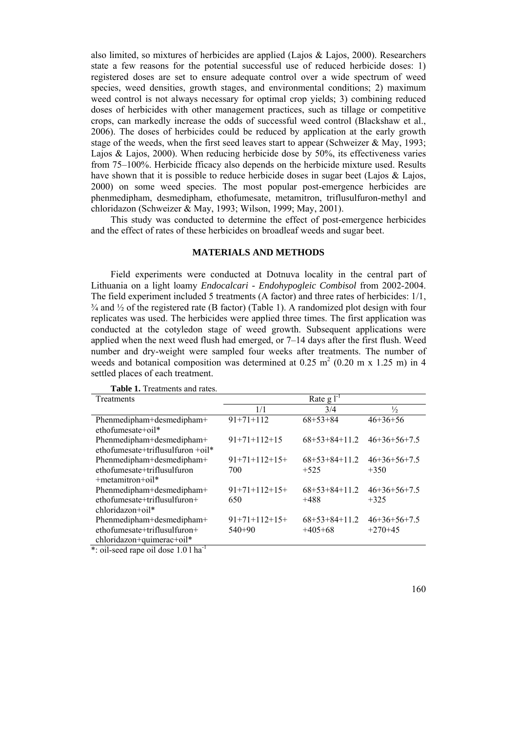also limited, so mixtures of herbicides are applied (Lajos & Lajos, 2000). Researchers state a few reasons for the potential successful use of reduced herbicide doses: 1) registered doses are set to ensure adequate control over a wide spectrum of weed species, weed densities, growth stages, and environmental conditions; 2) maximum weed control is not always necessary for optimal crop yields; 3) combining reduced doses of herbicides with other management practices, such as tillage or competitive crops, can markedly increase the odds of successful weed control (Blackshaw et al., 2006). The doses of herbicides could be reduced by application at the early growth stage of the weeds, when the first seed leaves start to appear (Schweizer & May, 1993; Lajos & Lajos, 2000). When reducing herbicide dose by 50%, its effectiveness varies from 75–100%. Herbicide fficacy also depends on the herbicide mixture used. Results have shown that it is possible to reduce herbicide doses in sugar beet (Lajos & Lajos, 2000) on some weed species. The most popular post-emergence herbicides are phenmedipham, desmedipham, ethofumesate, metamitron, triflusulfuron-methyl and chloridazon (Schweizer & May, 1993; Wilson, 1999; May, 2001).

This study was conducted to determine the effect of post-emergence herbicides and the effect of rates of these herbicides on broadleaf weeds and sugar beet.

## MATERIALS AND METHODS

Field experiments were conducted at Dotnuva locality in the central part of Lithuania on a light loamy *Endocalcari - Endohypogleic Combisol* from 2002-2004. The field experiment included 5 treatments (A factor) and three rates of herbicides: 1/1, ¾ and ½ of the registered rate (B factor) (Table 1). A randomized plot design with four replicates was used. The herbicides were applied three times. The first application was conducted at the cotyledon stage of weed growth. Subsequent applications were applied when the next weed flush had emerged, or 7–14 days after the first flush. Weed number and dry-weight were sampled four weeks after treatments. The number of weeds and botanical composition was determined at 0.25 $m^2$ (0.20 m x 1.25 m) in 4 settled places of each treatment.

**Table 1.** Treatments and rates.

| Treatments | Rate g $l^{-1}$ | | |
|---|---|---|---|
| | 1/1 | 3/4 | ½ |
| Phenmedipham+desmedipham+ ethofumesate+oil* | 91+71+112 | 68+53+84 | 46+36+56 |
| Phenmedipham+desmedipham+ ethofumesate+triflusulfuron +oil* | 91+71+112+15 | 68+53+84+11.2 | 46+36+56+7.5 |
| Phenmedipham+desmedipham+ ethofumesate+triflusulfuron +metamitron+oil* | 91+71+112+15+ 700 | 68+53+84+11.2 +525 | 46+36+56+7.5 +350 |
| Phenmedipham+desmedipham+ ethofumesate+triflusulfuron+ chloridazon+oil* | 91+71+112+15+ 650 | 68+53+84+11.2 +488 | 46+36+56+7.5 +325 |
| Phenmedipham+desmedipham+ ethofumesate+triflusulfuron+ chloridazon+quimerac+oil* | 91+71+112+15+ 540+90 | 68+53+84+11.2 +405+68 | 46+36+56+7.5 +270+45 |

*: oil-seed rape oil dose 1.0 l $ha^{-1}$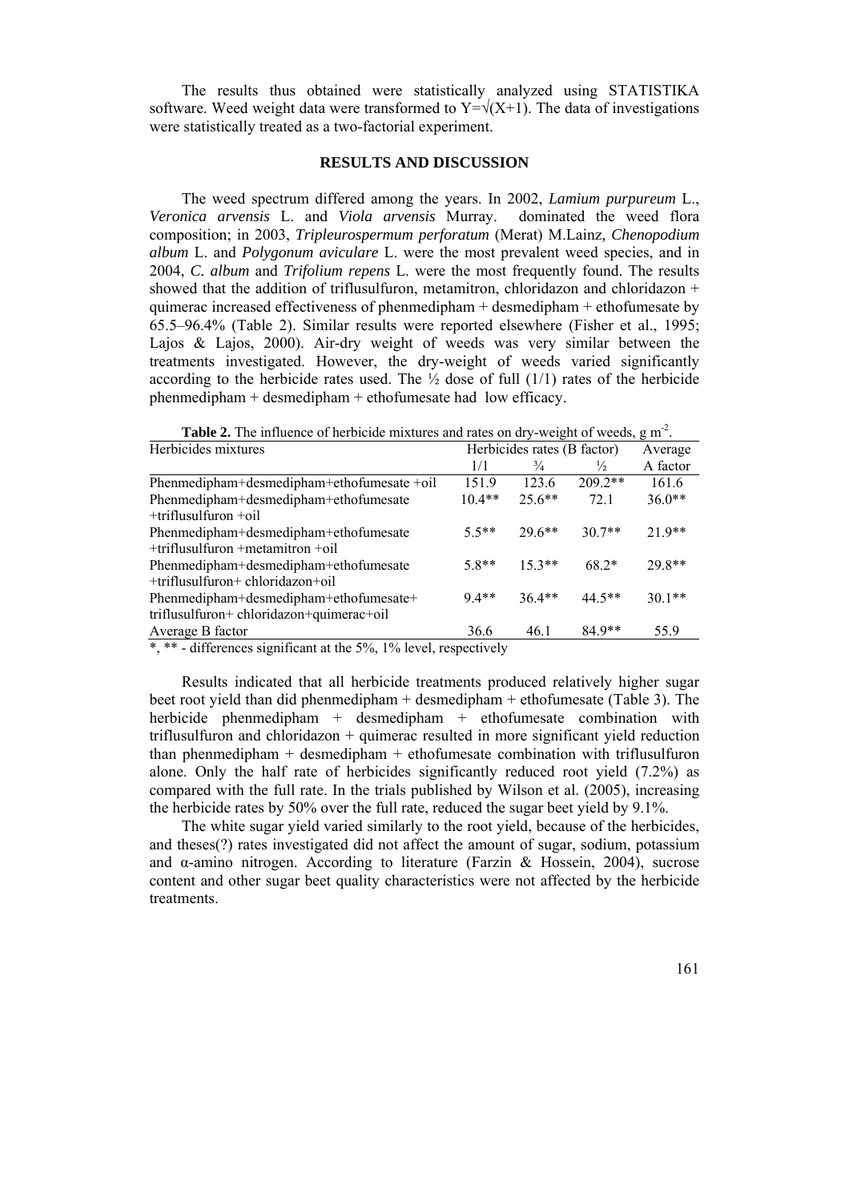The results thus obtained were statistically analyzed using STATISTIKA software. Weed weight data were transformed to $Y=\sqrt{(X+1)}$. The data of investigations were statistically treated as a two-factorial experiment.

## RESULTS AND DISCUSSION

The weed spectrum differed among the years. In 2002, *Lamium purpureum* L., *Veronica arvensis* L. and *Viola arvensis* Murray. dominated the weed flora composition; in 2003, *Tripleurospermum perforatum* (Merat) M.Lainz, *Chenopodium album* L. and *Polygonum aviculare* L. were the most prevalent weed species, and in 2004, *C. album* and *Trifolium repens* L. were the most frequently found. The results showed that the addition of triflusulfuron, metamitron, chloridazon and chloridazon + quimerac increased effectiveness of phenmedipham + desmedipham + ethofumesate by 65.5–96.4% (Table 2). Similar results were reported elsewhere (Fisher et al., 1995; Lajos & Lajos, 2000). Air-dry weight of weeds was very similar between the treatments investigated. However, the dry-weight of weeds varied significantly according to the herbicide rates used. The ½ dose of full (1/1) rates of the herbicide phenmedipham + desmedipham + ethofumesate had low efficacy.

**Table 2.** The influence of herbicide mixtures and rates on dry-weight of weeds, g $m^{-2}$.

| Herbicides mixtures | Herbicides rates (B factor) | | | Average |
|---|---|---|---|---|
| | 1/1 | ¾ | ½ | A factor |
| Phenmedipham+desmedipham+ethofumesate +oil | 151.9 | 123.6 | 209.2** | 161.6 |
| Phenmedipham+desmedipham+ethofumesate +triflusulfuron +oil | 10.4** | 25.6** | 72.1 | 36.0** |
| Phenmedipham+desmedipham+ethofumesate +triflusulfuron +metamitron +oil | 5.5** | 29.6** | 30.7** | 21.9** |
| Phenmedipham+desmedipham+ethofumesate +triflusulfuron+ chloridazon+oil | 5.8** | 15.3** | 68.2* | 29.8** |
| Phenmedipham+desmedipham+ethofumesate+ triflusulfuron+ chloridazon+quimerac+oil | 9.4** | 36.4** | 44.5** | 30.1** |
| Average B factor | 36.6 | 46.1 | 84.9** | 55.9 |

*, ** - differences significant at the 5%, 1% level, respectively

Results indicated that all herbicide treatments produced relatively higher sugar beet root yield than did phenmedipham + desmedipham + ethofumesate (Table 3). The herbicide phenmedipham + desmedipham + ethofumesate combination with triflusulfuron and chloridazon + quimerac resulted in more significant yield reduction than phenmedipham + desmedipham + ethofumesate combination with triflusulfuron alone. Only the half rate of herbicides significantly reduced root yield (7.2%) as compared with the full rate. In the trials published by Wilson et al. (2005), increasing the herbicide rates by 50% over the full rate, reduced the sugar beet yield by 9.1%.

The white sugar yield varied similarly to the root yield, because of the herbicides, and theses(?) rates investigated did not affect the amount of sugar, sodium, potassium and α-amino nitrogen. According to literature (Farzin & Hossein, 2004), sucrose content and other sugar beet quality characteristics were not affected by the herbicide treatments.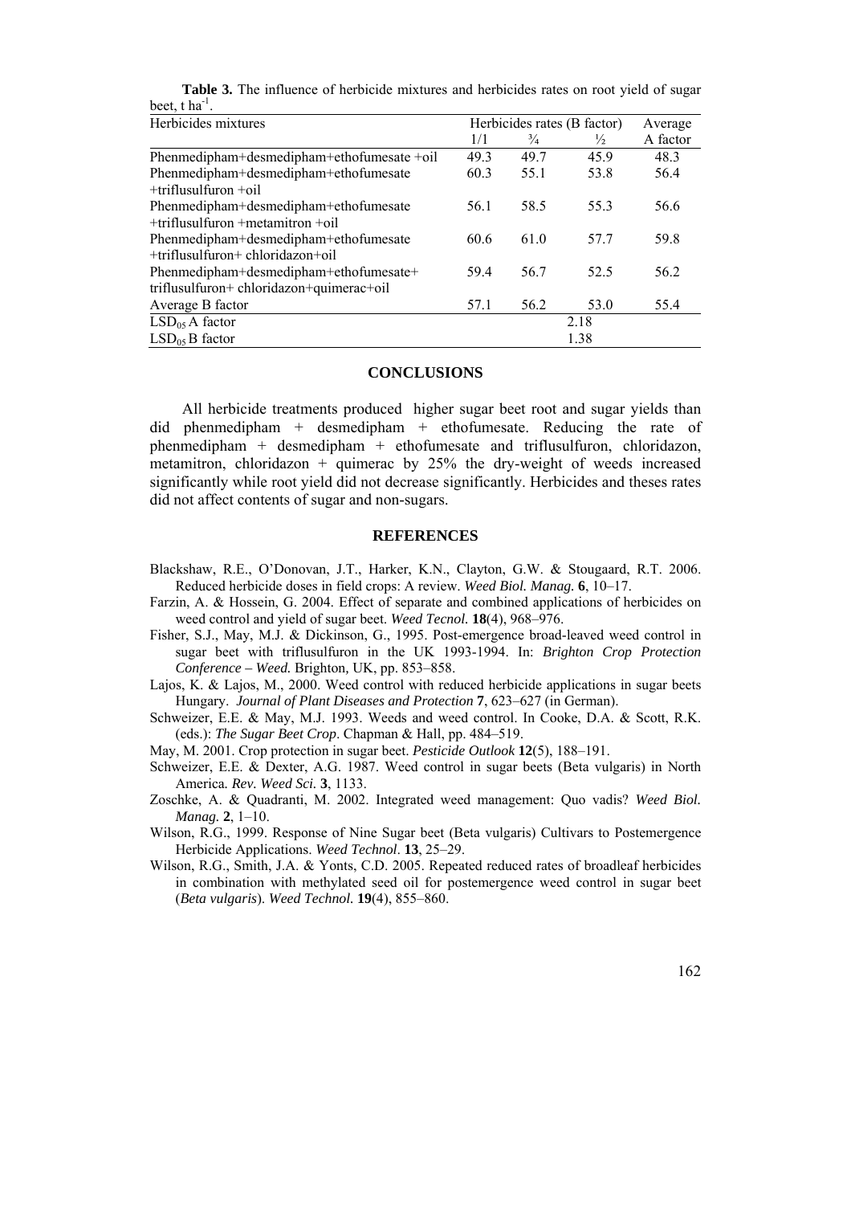**Table 3.** The influence of herbicide mixtures and herbicides rates on root yield of sugar beet, t ha$^{-1}$.

| Herbicides mixtures | Herbicides rates (B factor) | | | Average |
|---|---|---|---|---|
| | 1/1 | ¾ | ½ | A factor |
| Phenmedipham+desmedipham+ethofumesate +oil | 49.3 | 49.7 | 45.9 | 48.3 |
| Phenmedipham+desmedipham+ethofumesate +triflusulfuron +oil | 60.3 | 55.1 | 53.8 | 56.4 |
| Phenmedipham+desmedipham+ethofumesate +triflusulfuron +metamitron +oil | 56.1 | 58.5 | 55.3 | 56.6 |
| Phenmedipham+desmedipham+ethofumesate +triflusulfuron+ chloridazon+oil | 60.6 | 61.0 | 57.7 | 59.8 |
| Phenmedipham+desmedipham+ethofumesate+ triflusulfuron+ chloridazon+quimerac+oil | 59.4 | 56.7 | 52.5 | 56.2 |
| Average B factor | 57.1 | 56.2 | 53.0 | 55.4 |
| $LSD_{05}$ A factor | | 2.18 | | |
| $LSD_{05}$ B factor | | 1.38 | | |

## CONCLUSIONS

All herbicide treatments produced higher sugar beet root and sugar yields than did phenmedipham + desmedipham + ethofumesate. Reducing the rate of phenmedipham + desmedipham + ethofumesate and triflusulfuron, chloridazon, metamitron, chloridazon + quimerac by 25% the dry-weight of weeds increased significantly while root yield did not decrease significantly. Herbicides and theses rates did not affect contents of sugar and non-sugars.

## REFERENCES

Blackshaw, R.E., O'Donovan, J.T., Harker, K.N., Clayton, G.W. & Stougaard, R.T. 2006. Reduced herbicide doses in field crops: A review. *Weed Biol. Manag.* **6**, 10–17.

Farzin, A. & Hossein, G. 2004. Effect of separate and combined applications of herbicides on weed control and yield of sugar beet. *Weed Tecnol.* **18**(4), 968–976.

Fisher, S.J., May, M.J. & Dickinson, G., 1995. Post-emergence broad-leaved weed control in sugar beet with triflusulfuron in the UK 1993-1994. In: *Brighton Crop Protection Conference – Weed.* Brighton, UK, pp. 853–858.

Lajos, K. & Lajos, M., 2000. Weed control with reduced herbicide applications in sugar beets Hungary. *Journal of Plant Diseases and Protection* **7**, 623–627 (in German).

Schweizer, E.E. & May, M.J. 1993. Weeds and weed control. In Cooke, D.A. & Scott, R.K. (eds.): *The Sugar Beet Crop*. Chapman & Hall, pp. 484–519.

May, M. 2001. Crop protection in sugar beet. *Pesticide Outlook* **12**(5), 188–191.

Schweizer, E.E. & Dexter, A.G. 1987. Weed control in sugar beets (Beta vulgaris) in North America. *Rev. Weed Sci.* **3**, 1133.

Zoschke, A. & Quadranti, M. 2002. Integrated weed management: Quo vadis? *Weed Biol. Manag.* **2**, 1–10.

Wilson, R.G., 1999. Response of Nine Sugar beet (Beta vulgaris) Cultivars to Postemergence Herbicide Applications. *Weed Technol*. **13**, 25–29.

Wilson, R.G., Smith, J.A. & Yonts, C.D. 2005. Repeated reduced rates of broadleaf herbicides in combination with methylated seed oil for postemergence weed control in sugar beet (*Beta vulgaris*). *Weed Technol.* **19**(4), 855–860.